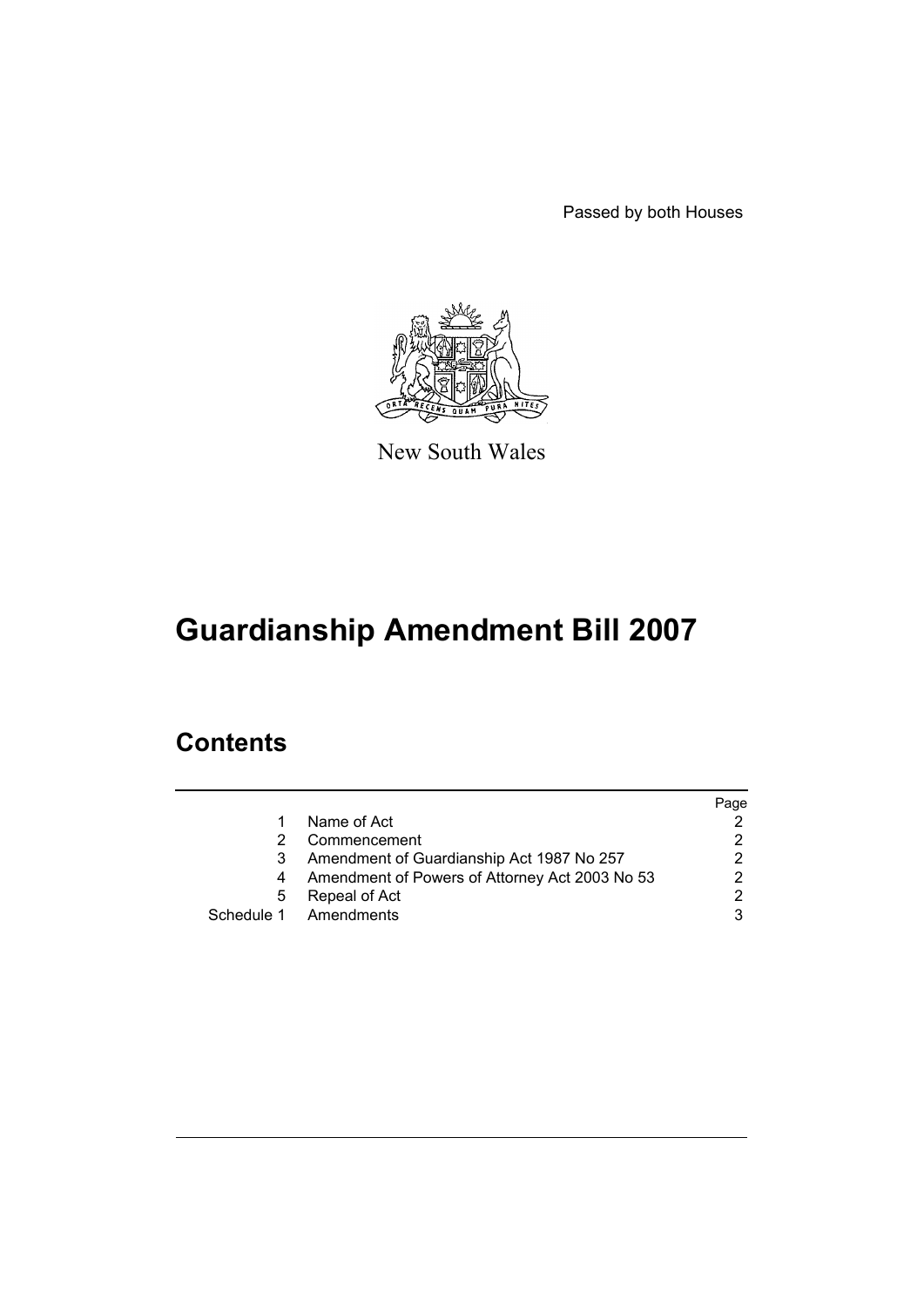Passed by both Houses

New South Wales

# Guardianship Amendment Bill 2007

## Contents

| | | Page |
|---|---|---|
| 1 | Name of Act | 2 |
| 2 | Commencement | 2 |
| 3 | Amendment of Guardianship Act 1987 No 257 | 2 |
| 4 | Amendment of Powers of Attorney Act 2003 No 53 | 2 |
| 5 | Repeal of Act | 2 |
| Schedule 1 | Amendments | 3 |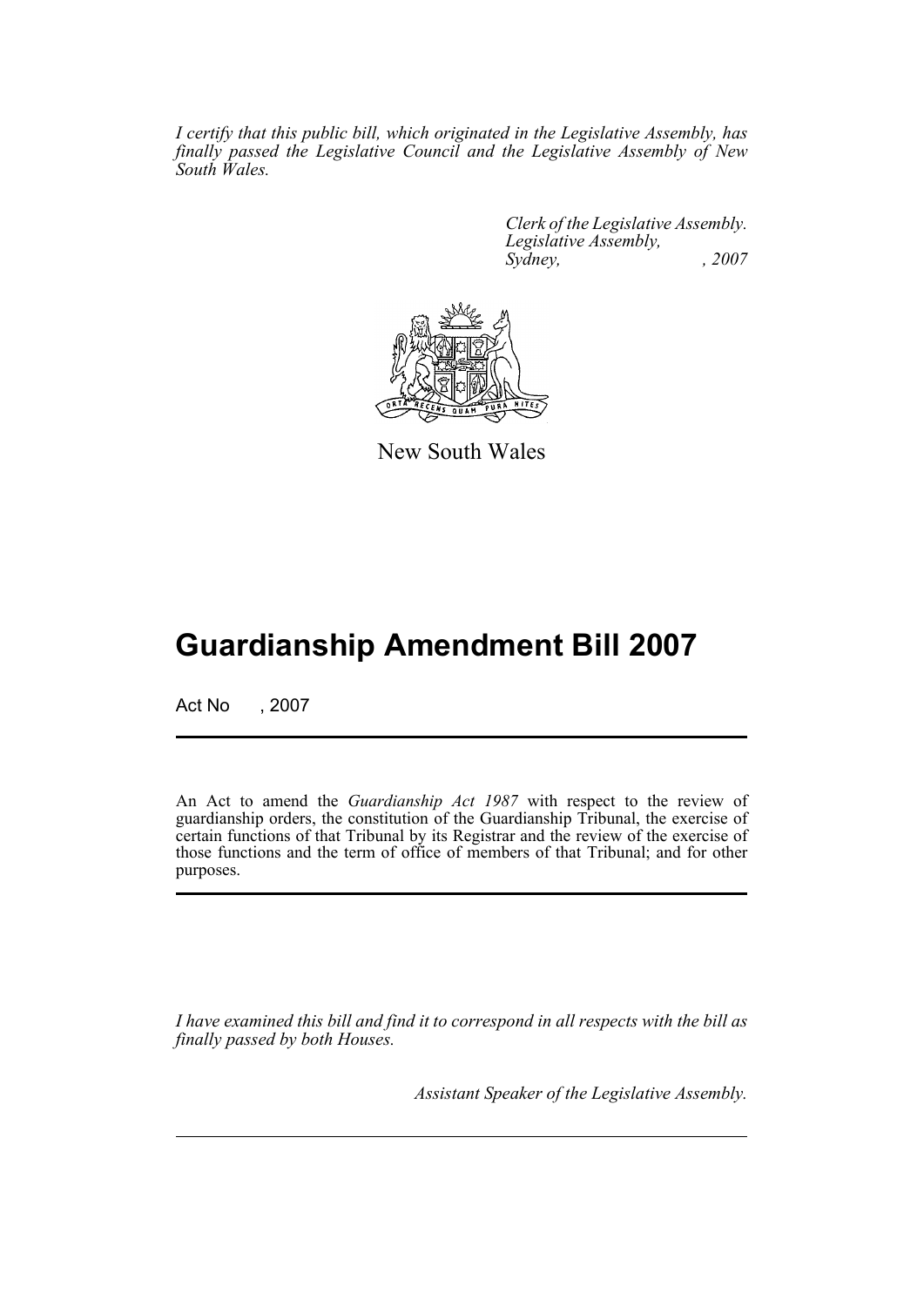*I certify that this public bill, which originated in the Legislative Assembly, has finally passed the Legislative Council and the Legislative Assembly of New South Wales.*

*Clerk of the Legislative Assembly.*
*Legislative Assembly,*
*Sydney, , 2007*

New South Wales

# Guardianship Amendment Bill 2007

Act No , 2007

An Act to amend the *Guardianship Act 1987* with respect to the review of guardianship orders, the constitution of the Guardianship Tribunal, the exercise of certain functions of that Tribunal by its Registrar and the review of the exercise of those functions and the term of office of members of that Tribunal; and for other purposes.

*I have examined this bill and find it to correspond in all respects with the bill as finally passed by both Houses.*

*Assistant Speaker of the Legislative Assembly.*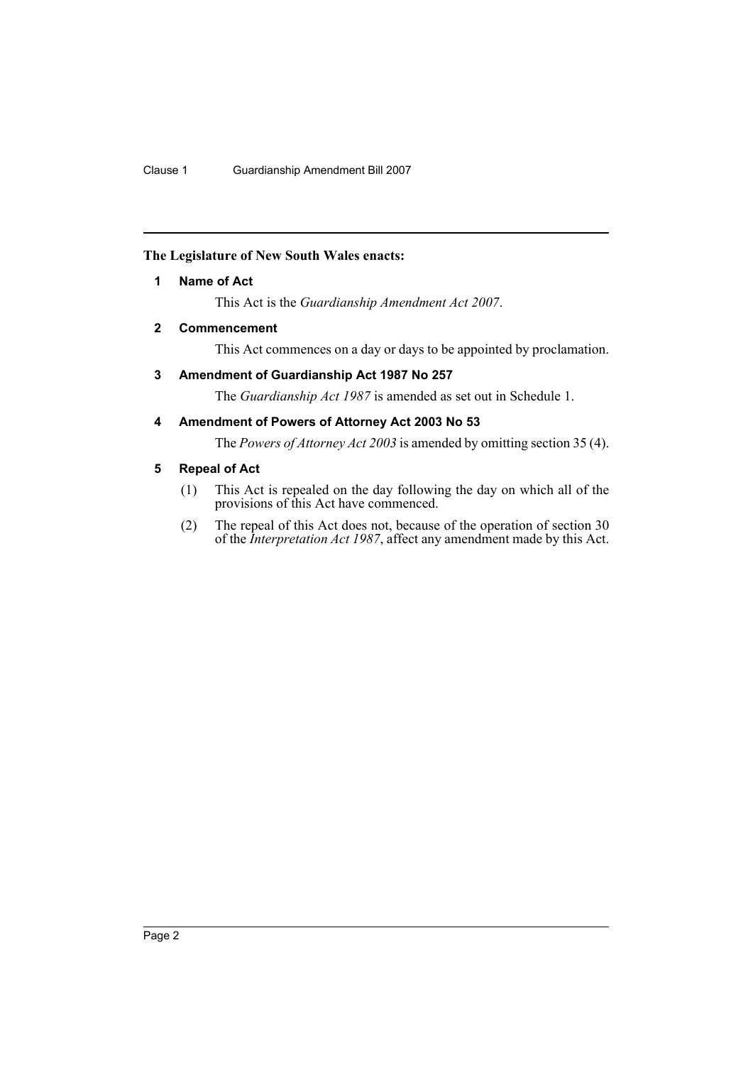**The Legislature of New South Wales enacts:**

**1 Name of Act**

This Act is the *Guardianship Amendment Act 2007*.

**2 Commencement**

This Act commences on a day or days to be appointed by proclamation.

**3 Amendment of Guardianship Act 1987 No 257**

The *Guardianship Act 1987* is amended as set out in Schedule 1.

**4 Amendment of Powers of Attorney Act 2003 No 53**

The *Powers of Attorney Act 2003* is amended by omitting section 35 (4).

**5 Repeal of Act**

(1) This Act is repealed on the day following the day on which all of the provisions of this Act have commenced.

(2) The repeal of this Act does not, because of the operation of section 30 of the *Interpretation Act 1987*, affect any amendment made by this Act.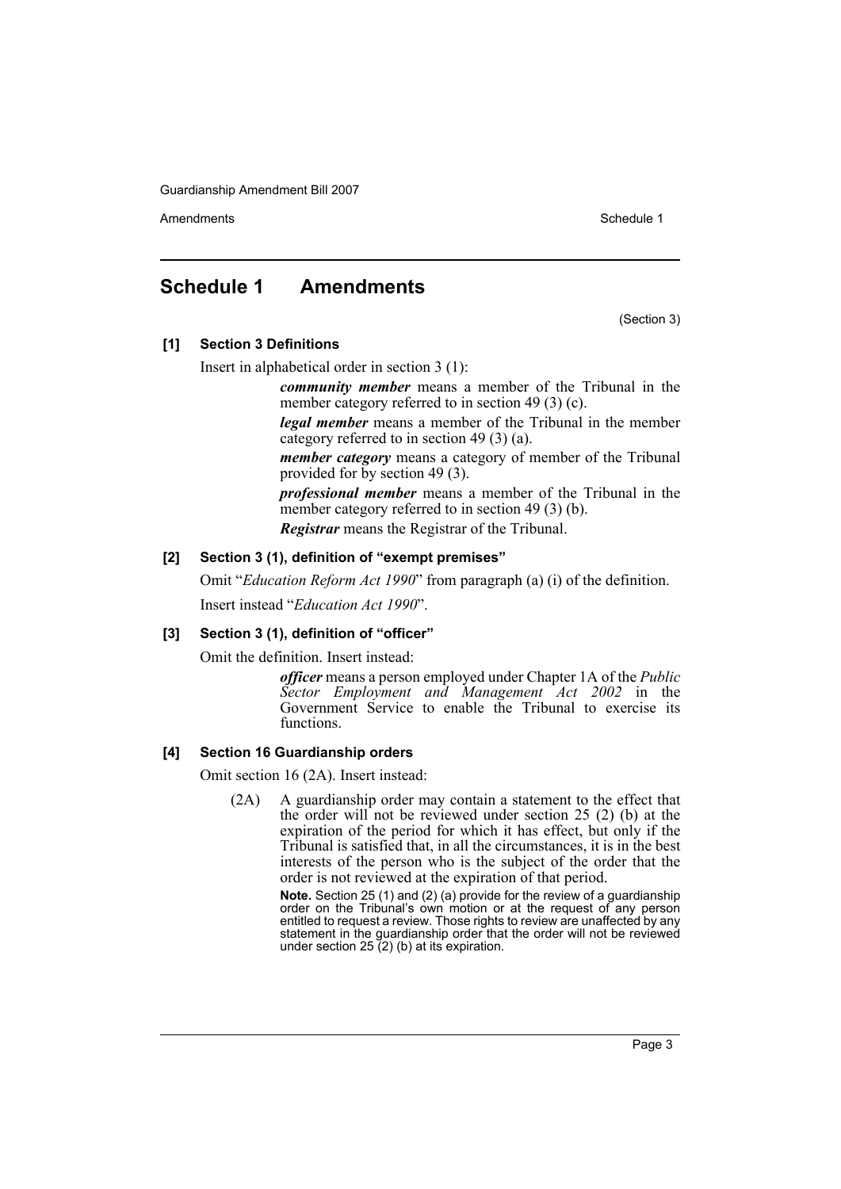# Schedule 1 Amendments

(Section 3)

**[1] Section 3 Definitions**

Insert in alphabetical order in section 3 (1):

> ***community member*** means a member of the Tribunal in the member category referred to in section 49 (3) (c).
>
> ***legal member*** means a member of the Tribunal in the member category referred to in section 49 (3) (a).
>
> ***member category*** means a category of member of the Tribunal provided for by section 49 (3).
>
> ***professional member*** means a member of the Tribunal in the member category referred to in section 49 (3) (b).
>
> ***Registrar*** means the Registrar of the Tribunal.

**[2] Section 3 (1), definition of "exempt premises"**

Omit "*Education Reform Act 1990*" from paragraph (a) (i) of the definition.

Insert instead "*Education Act 1990*".

**[3] Section 3 (1), definition of "officer"**

Omit the definition. Insert instead:

> ***officer*** means a person employed under Chapter 1A of the *Public Sector Employment and Management Act 2002* in the Government Service to enable the Tribunal to exercise its functions.

**[4] Section 16 Guardianship orders**

Omit section 16 (2A). Insert instead:

> (2A) A guardianship order may contain a statement to the effect that the order will not be reviewed under section 25 (2) (b) at the expiration of the period for which it has effect, but only if the Tribunal is satisfied that, in all the circumstances, it is in the best interests of the person who is the subject of the order that the order is not reviewed at the expiration of that period.
>
> **Note.** Section 25 (1) and (2) (a) provide for the review of a guardianship order on the Tribunal's own motion or at the request of any person entitled to request a review. Those rights to review are unaffected by any statement in the guardianship order that the order will not be reviewed under section 25 (2) (b) at its expiration.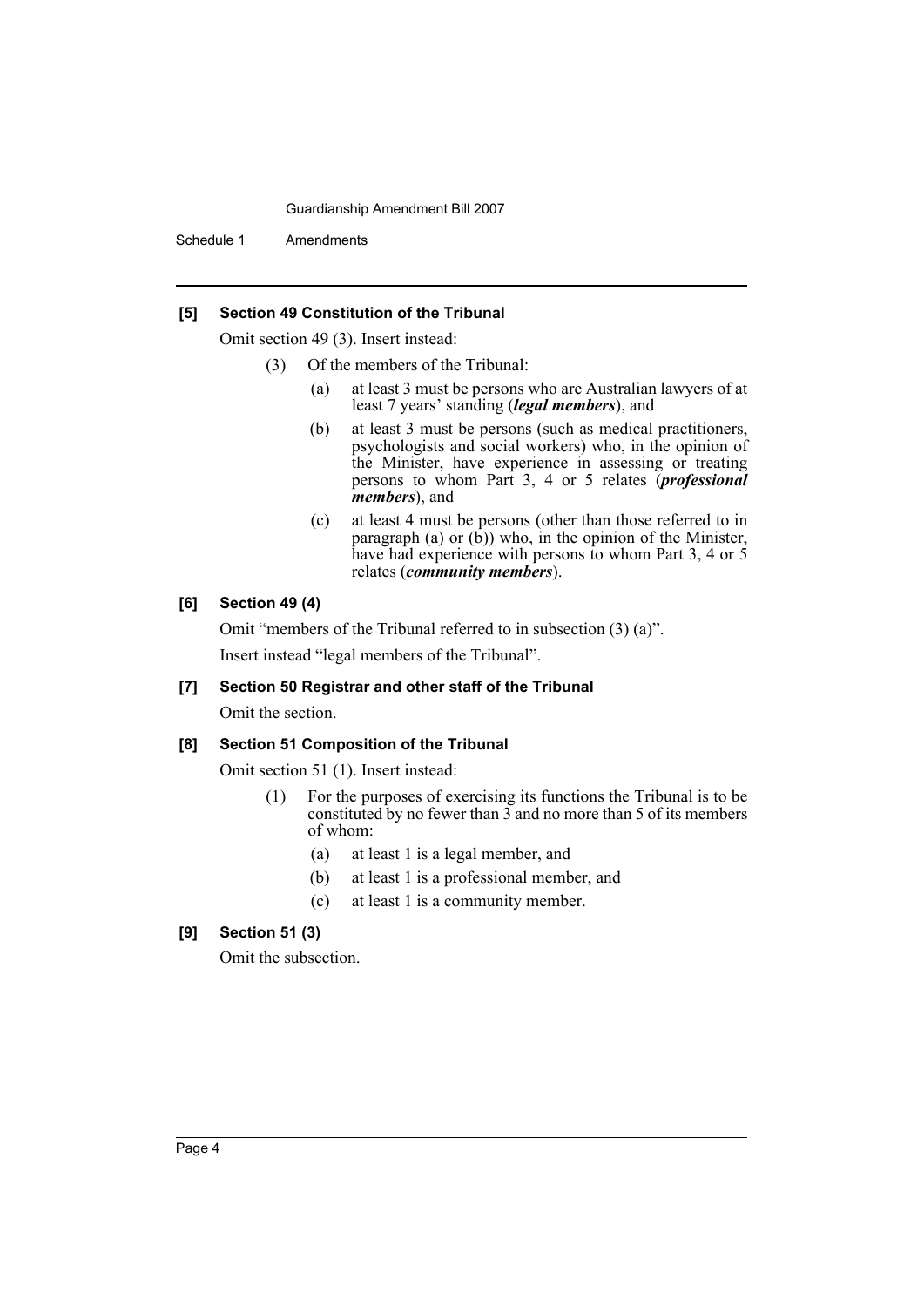**[5] Section 49 Constitution of the Tribunal**

Omit section 49 (3). Insert instead:

(3) Of the members of the Tribunal:

- (a) at least 3 must be persons who are Australian lawyers of at least 7 years' standing (***legal members***), and
- (b) at least 3 must be persons (such as medical practitioners, psychologists and social workers) who, in the opinion of the Minister, have experience in assessing or treating persons to whom Part 3, 4 or 5 relates (***professional members***), and
- (c) at least 4 must be persons (other than those referred to in paragraph (a) or (b)) who, in the opinion of the Minister, have had experience with persons to whom Part 3, 4 or 5 relates (***community members***).

**[6] Section 49 (4)**

Omit "members of the Tribunal referred to in subsection (3) (a)".

Insert instead "legal members of the Tribunal".

**[7] Section 50 Registrar and other staff of the Tribunal**

Omit the section.

**[8] Section 51 Composition of the Tribunal**

Omit section 51 (1). Insert instead:

(1) For the purposes of exercising its functions the Tribunal is to be constituted by no fewer than 3 and no more than 5 of its members of whom:

- (a) at least 1 is a legal member, and
- (b) at least 1 is a professional member, and
- (c) at least 1 is a community member.

**[9] Section 51 (3)**

Omit the subsection.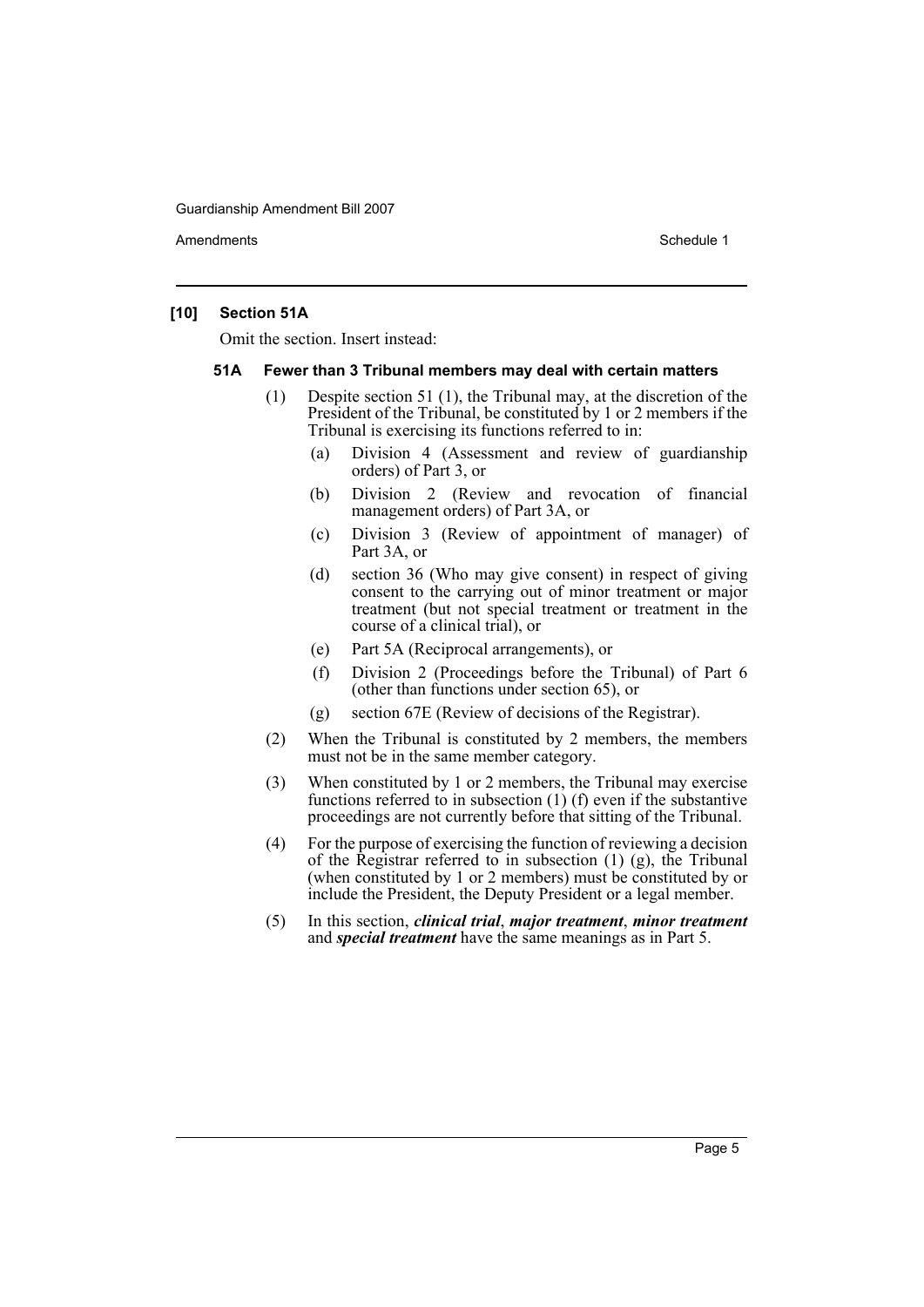### [10] Section 51A

Omit the section. Insert instead:

#### 51A Fewer than 3 Tribunal members may deal with certain matters

(1) Despite section 51 (1), the Tribunal may, at the discretion of the President of the Tribunal, be constituted by 1 or 2 members if the Tribunal is exercising its functions referred to in:

- (a) Division 4 (Assessment and review of guardianship orders) of Part 3, or
- (b) Division 2 (Review and revocation of financial management orders) of Part 3A, or
- (c) Division 3 (Review of appointment of manager) of Part 3A, or
- (d) section 36 (Who may give consent) in respect of giving consent to the carrying out of minor treatment or major treatment (but not special treatment or treatment in the course of a clinical trial), or
- (e) Part 5A (Reciprocal arrangements), or
- (f) Division 2 (Proceedings before the Tribunal) of Part 6 (other than functions under section 65), or
- (g) section 67E (Review of decisions of the Registrar).

(2) When the Tribunal is constituted by 2 members, the members must not be in the same member category.

(3) When constituted by 1 or 2 members, the Tribunal may exercise functions referred to in subsection (1) (f) even if the substantive proceedings are not currently before that sitting of the Tribunal.

(4) For the purpose of exercising the function of reviewing a decision of the Registrar referred to in subsection (1) (g), the Tribunal (when constituted by 1 or 2 members) must be constituted by or include the President, the Deputy President or a legal member.

(5) In this section, ***clinical trial***, ***major treatment***, ***minor treatment*** and ***special treatment*** have the same meanings as in Part 5.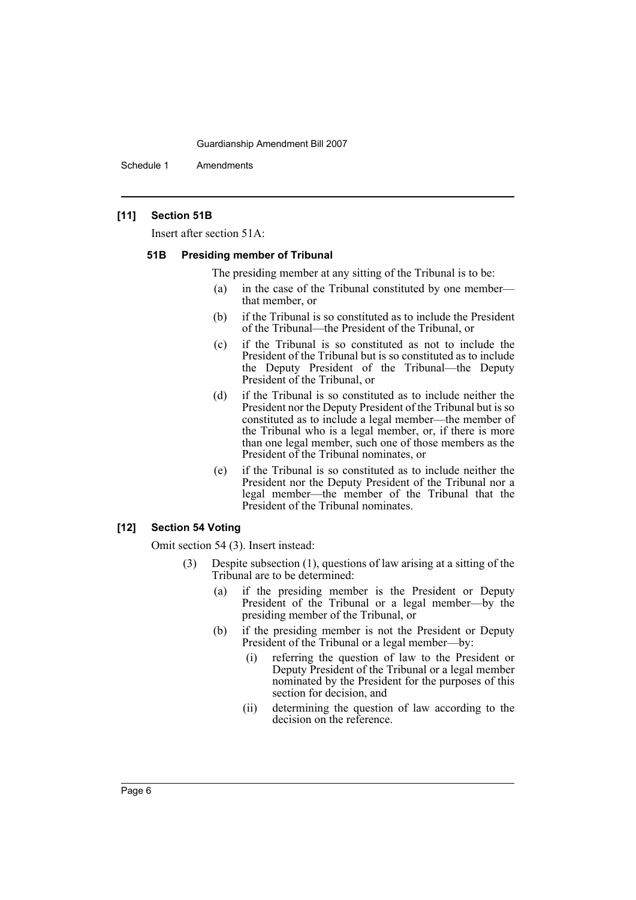### [11] Section 51B

Insert after section 51A:

#### 51B Presiding member of Tribunal

The presiding member at any sitting of the Tribunal is to be:

- (a) in the case of the Tribunal constituted by one member—that member, or
- (b) if the Tribunal is so constituted as to include the President of the Tribunal—the President of the Tribunal, or
- (c) if the Tribunal is so constituted as not to include the President of the Tribunal but is so constituted as to include the Deputy President of the Tribunal—the Deputy President of the Tribunal, or
- (d) if the Tribunal is so constituted as to include neither the President nor the Deputy President of the Tribunal but is so constituted as to include a legal member—the member of the Tribunal who is a legal member, or, if there is more than one legal member, such one of those members as the President of the Tribunal nominates, or
- (e) if the Tribunal is so constituted as to include neither the President nor the Deputy President of the Tribunal nor a legal member—the member of the Tribunal that the President of the Tribunal nominates.

### [12] Section 54 Voting

Omit section 54 (3). Insert instead:

(3) Despite subsection (1), questions of law arising at a sitting of the Tribunal are to be determined:

- (a) if the presiding member is the President or Deputy President of the Tribunal or a legal member—by the presiding member of the Tribunal, or
- (b) if the presiding member is not the President or Deputy President of the Tribunal or a legal member—by:
  - (i) referring the question of law to the President or Deputy President of the Tribunal or a legal member nominated by the President for the purposes of this section for decision, and
  - (ii) determining the question of law according to the decision on the reference.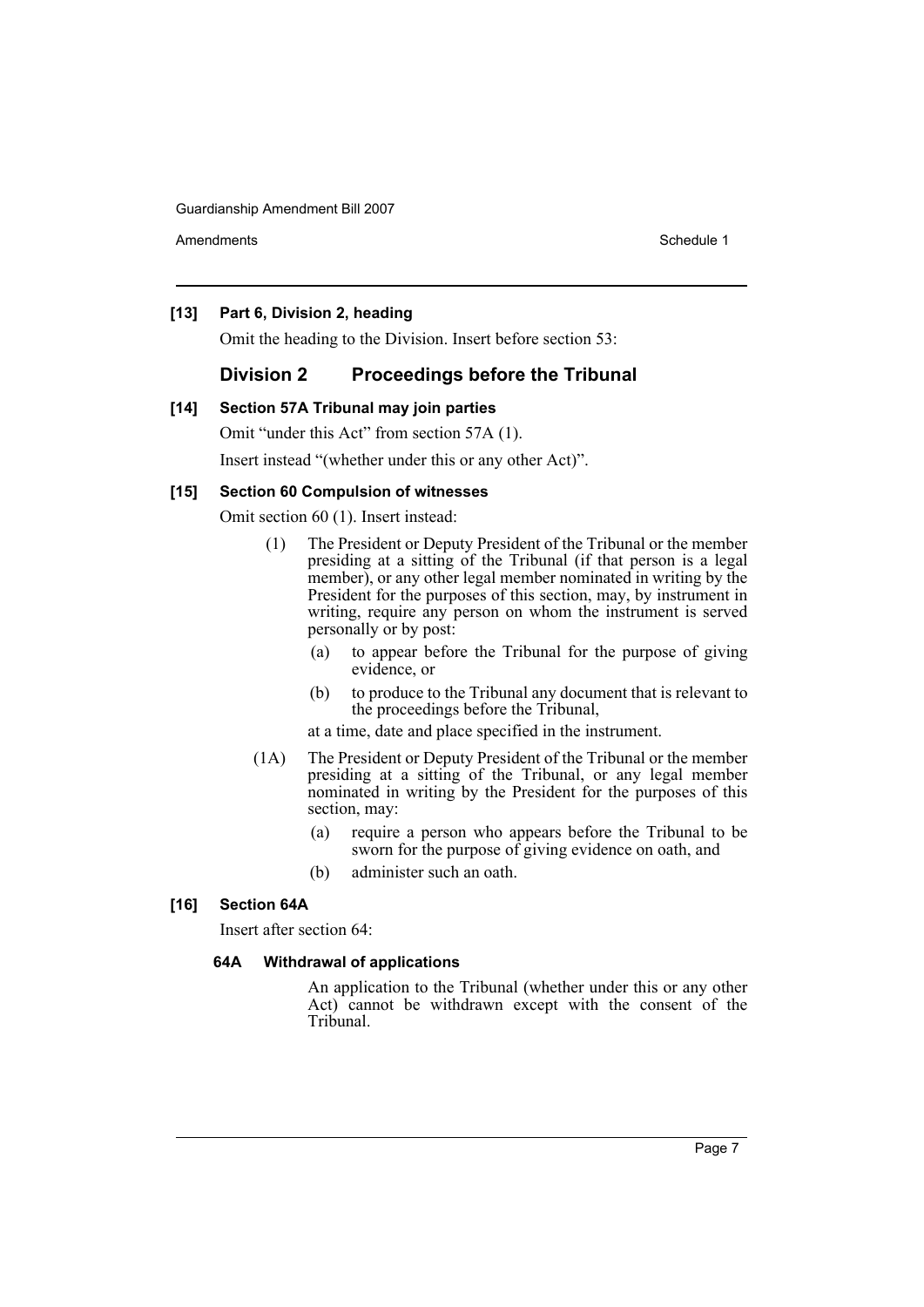**[13] Part 6, Division 2, heading**

Omit the heading to the Division. Insert before section 53:

## Division 2 Proceedings before the Tribunal

**[14] Section 57A Tribunal may join parties**

Omit "under this Act" from section 57A (1).

Insert instead "(whether under this or any other Act)".

**[15] Section 60 Compulsion of witnesses**

Omit section 60 (1). Insert instead:

(1) The President or Deputy President of the Tribunal or the member presiding at a sitting of the Tribunal (if that person is a legal member), or any other legal member nominated in writing by the President for the purposes of this section, may, by instrument in writing, require any person on whom the instrument is served personally or by post:

- (a) to appear before the Tribunal for the purpose of giving evidence, or
- (b) to produce to the Tribunal any document that is relevant to the proceedings before the Tribunal,

at a time, date and place specified in the instrument.

(1A) The President or Deputy President of the Tribunal or the member presiding at a sitting of the Tribunal, or any legal member nominated in writing by the President for the purposes of this section, may:

- (a) require a person who appears before the Tribunal to be sworn for the purpose of giving evidence on oath, and
- (b) administer such an oath.

**[16] Section 64A**

Insert after section 64:

**64A Withdrawal of applications**

An application to the Tribunal (whether under this or any other Act) cannot be withdrawn except with the consent of the Tribunal.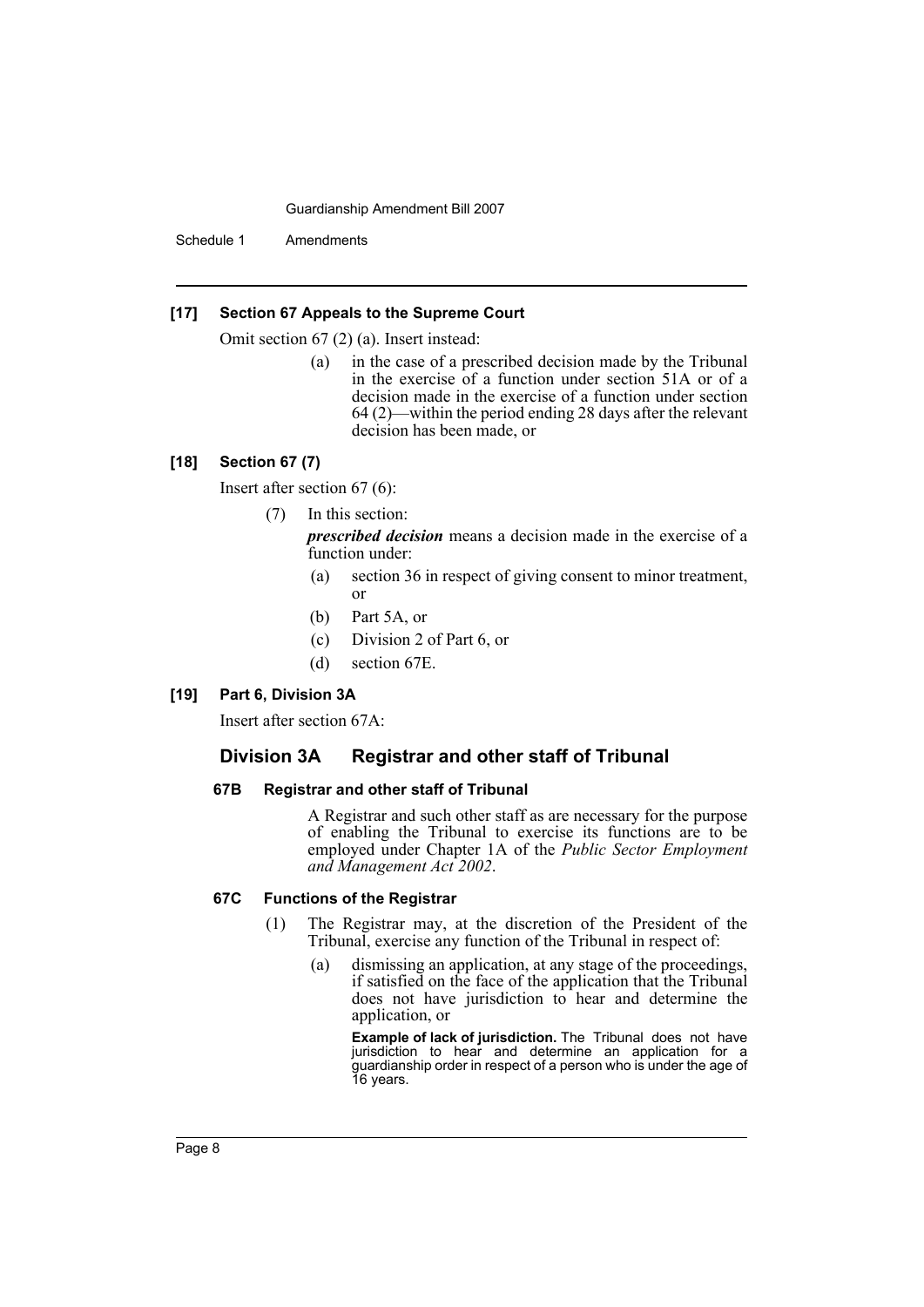**[17] Section 67 Appeals to the Supreme Court**

Omit section 67 (2) (a). Insert instead:

> (a) in the case of a prescribed decision made by the Tribunal in the exercise of a function under section 51A or of a decision made in the exercise of a function under section 64 (2)—within the period ending 28 days after the relevant decision has been made, or

**[18] Section 67 (7)**

Insert after section 67 (6):

> (7) In this section:
>
> ***prescribed decision*** means a decision made in the exercise of a function under:
>
> (a) section 36 in respect of giving consent to minor treatment, or
>
> (b) Part 5A, or
>
> (c) Division 2 of Part 6, or
>
> (d) section 67E.

**[19] Part 6, Division 3A**

Insert after section 67A:

## Division 3A Registrar and other staff of Tribunal

### 67B Registrar and other staff of Tribunal

A Registrar and such other staff as are necessary for the purpose of enabling the Tribunal to exercise its functions are to be employed under Chapter 1A of the *Public Sector Employment and Management Act 2002*.

### 67C Functions of the Registrar

(1) The Registrar may, at the discretion of the President of the Tribunal, exercise any function of the Tribunal in respect of:

(a) dismissing an application, at any stage of the proceedings, if satisfied on the face of the application that the Tribunal does not have jurisdiction to hear and determine the application, or

**Example of lack of jurisdiction.** The Tribunal does not have jurisdiction to hear and determine an application for a guardianship order in respect of a person who is under the age of 16 years.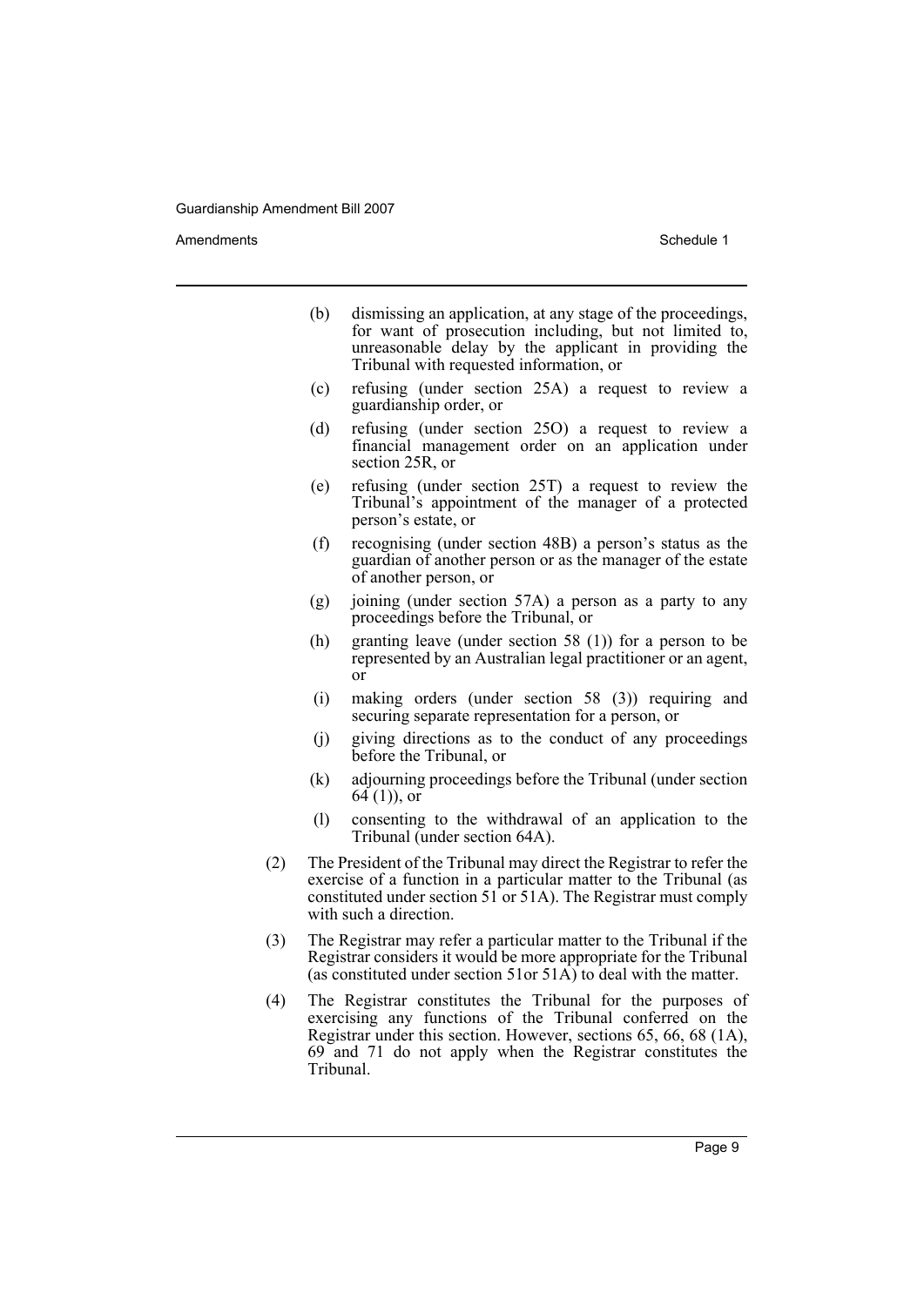(b) dismissing an application, at any stage of the proceedings, for want of prosecution including, but not limited to, unreasonable delay by the applicant in providing the Tribunal with requested information, or

(c) refusing (under section 25A) a request to review a guardianship order, or

(d) refusing (under section 25O) a request to review a financial management order on an application under section 25R, or

(e) refusing (under section 25T) a request to review the Tribunal's appointment of the manager of a protected person's estate, or

(f) recognising (under section 48B) a person's status as the guardian of another person or as the manager of the estate of another person, or

(g) joining (under section 57A) a person as a party to any proceedings before the Tribunal, or

(h) granting leave (under section 58 (1)) for a person to be represented by an Australian legal practitioner or an agent, or

(i) making orders (under section 58 (3)) requiring and securing separate representation for a person, or

(j) giving directions as to the conduct of any proceedings before the Tribunal, or

(k) adjourning proceedings before the Tribunal (under section 64 (1)), or

(l) consenting to the withdrawal of an application to the Tribunal (under section 64A).

(2) The President of the Tribunal may direct the Registrar to refer the exercise of a function in a particular matter to the Tribunal (as constituted under section 51 or 51A). The Registrar must comply with such a direction.

(3) The Registrar may refer a particular matter to the Tribunal if the Registrar considers it would be more appropriate for the Tribunal (as constituted under section 51or 51A) to deal with the matter.

(4) The Registrar constitutes the Tribunal for the purposes of exercising any functions of the Tribunal conferred on the Registrar under this section. However, sections 65, 66, 68 (1A), 69 and 71 do not apply when the Registrar constitutes the Tribunal.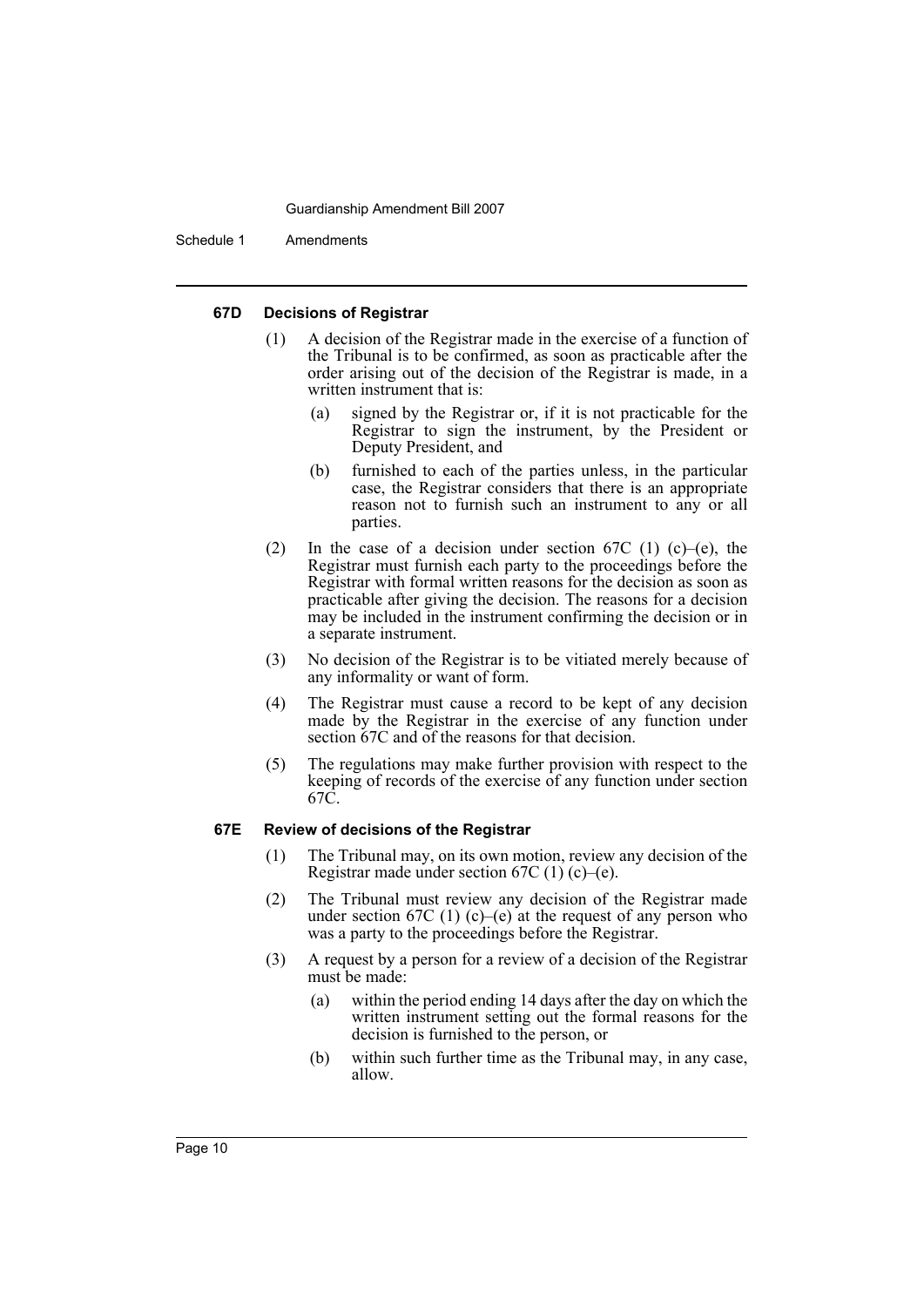#### 67D Decisions of Registrar

(1) A decision of the Registrar made in the exercise of a function of the Tribunal is to be confirmed, as soon as practicable after the order arising out of the decision of the Registrar is made, in a written instrument that is:

(a) signed by the Registrar or, if it is not practicable for the Registrar to sign the instrument, by the President or Deputy President, and

(b) furnished to each of the parties unless, in the particular case, the Registrar considers that there is an appropriate reason not to furnish such an instrument to any or all parties.

(2) In the case of a decision under section 67C (1) (c)–(e), the Registrar must furnish each party to the proceedings before the Registrar with formal written reasons for the decision as soon as practicable after giving the decision. The reasons for a decision may be included in the instrument confirming the decision or in a separate instrument.

(3) No decision of the Registrar is to be vitiated merely because of any informality or want of form.

(4) The Registrar must cause a record to be kept of any decision made by the Registrar in the exercise of any function under section 67C and of the reasons for that decision.

(5) The regulations may make further provision with respect to the keeping of records of the exercise of any function under section 67C.

#### 67E Review of decisions of the Registrar

(1) The Tribunal may, on its own motion, review any decision of the Registrar made under section 67C (1) (c)–(e).

(2) The Tribunal must review any decision of the Registrar made under section 67C (1) (c)–(e) at the request of any person who was a party to the proceedings before the Registrar.

(3) A request by a person for a review of a decision of the Registrar must be made:

(a) within the period ending 14 days after the day on which the written instrument setting out the formal reasons for the decision is furnished to the person, or

(b) within such further time as the Tribunal may, in any case, allow.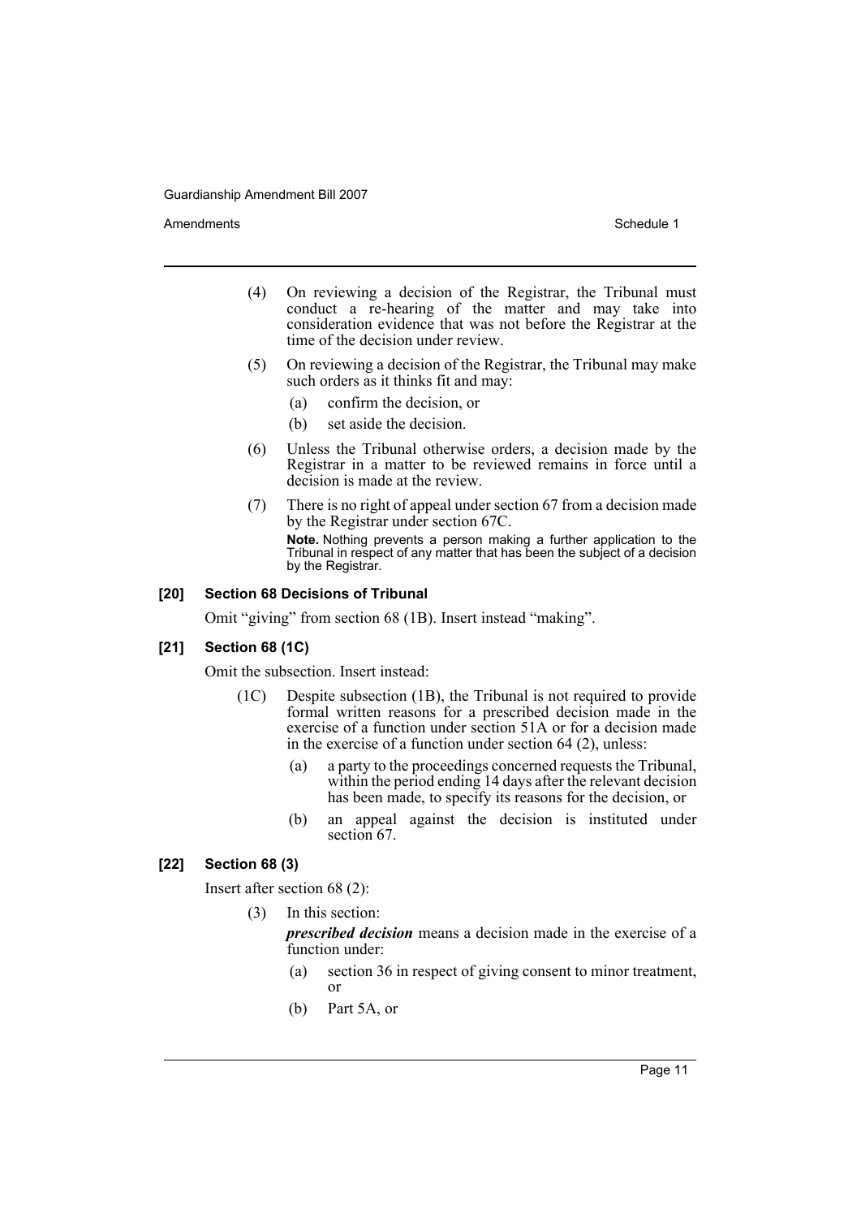(4) On reviewing a decision of the Registrar, the Tribunal must conduct a re-hearing of the matter and may take into consideration evidence that was not before the Registrar at the time of the decision under review.

(5) On reviewing a decision of the Registrar, the Tribunal may make such orders as it thinks fit and may:

(a) confirm the decision, or

(b) set aside the decision.

(6) Unless the Tribunal otherwise orders, a decision made by the Registrar in a matter to be reviewed remains in force until a decision is made at the review.

(7) There is no right of appeal under section 67 from a decision made by the Registrar under section 67C.

**Note.** Nothing prevents a person making a further application to the Tribunal in respect of any matter that has been the subject of a decision by the Registrar.

#### [20] Section 68 Decisions of Tribunal

Omit "giving" from section 68 (1B). Insert instead "making".

#### [21] Section 68 (1C)

Omit the subsection. Insert instead:

(1C) Despite subsection (1B), the Tribunal is not required to provide formal written reasons for a prescribed decision made in the exercise of a function under section 51A or for a decision made in the exercise of a function under section 64 (2), unless:

(a) a party to the proceedings concerned requests the Tribunal, within the period ending 14 days after the relevant decision has been made, to specify its reasons for the decision, or

(b) an appeal against the decision is instituted under section 67.

#### [22] Section 68 (3)

Insert after section 68 (2):

(3) In this section:

***prescribed decision*** means a decision made in the exercise of a function under:

(a) section 36 in respect of giving consent to minor treatment, or

(b) Part 5A, or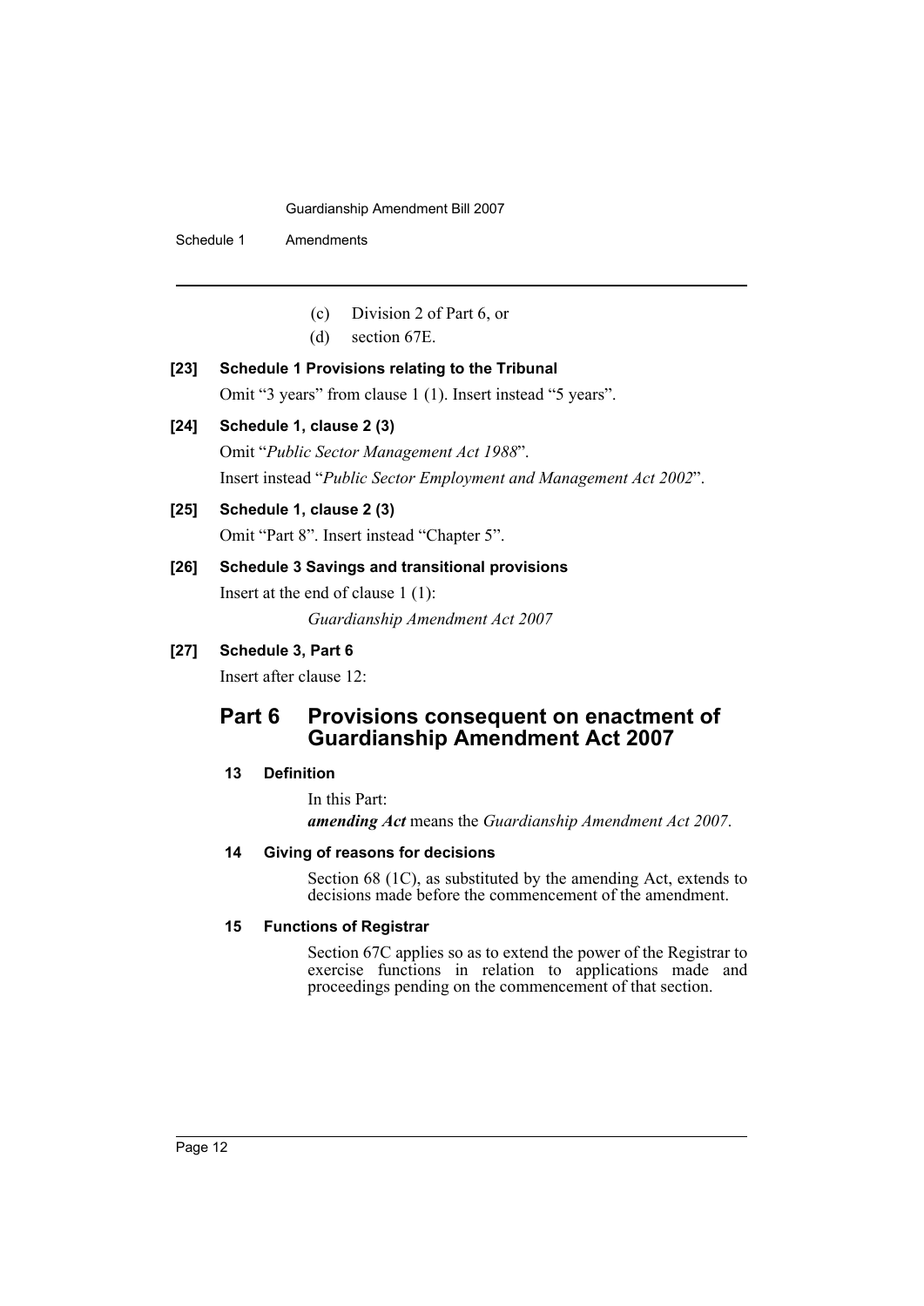(c) Division 2 of Part 6, or

(d) section 67E.

**[23] Schedule 1 Provisions relating to the Tribunal**

Omit "3 years" from clause 1 (1). Insert instead "5 years".

**[24] Schedule 1, clause 2 (3)**

Omit "*Public Sector Management Act 1988*".

Insert instead "*Public Sector Employment and Management Act 2002*".

**[25] Schedule 1, clause 2 (3)**

Omit "Part 8". Insert instead "Chapter 5".

**[26] Schedule 3 Savings and transitional provisions**

Insert at the end of clause 1 (1):

*Guardianship Amendment Act 2007*

**[27] Schedule 3, Part 6**

Insert after clause 12:

## Part 6 Provisions consequent on enactment of Guardianship Amendment Act 2007

**13 Definition**

In this Part:

***amending Act*** means the *Guardianship Amendment Act 2007*.

**14 Giving of reasons for decisions**

Section 68 (1C), as substituted by the amending Act, extends to decisions made before the commencement of the amendment.

**15 Functions of Registrar**

Section 67C applies so as to extend the power of the Registrar to exercise functions in relation to applications made and proceedings pending on the commencement of that section.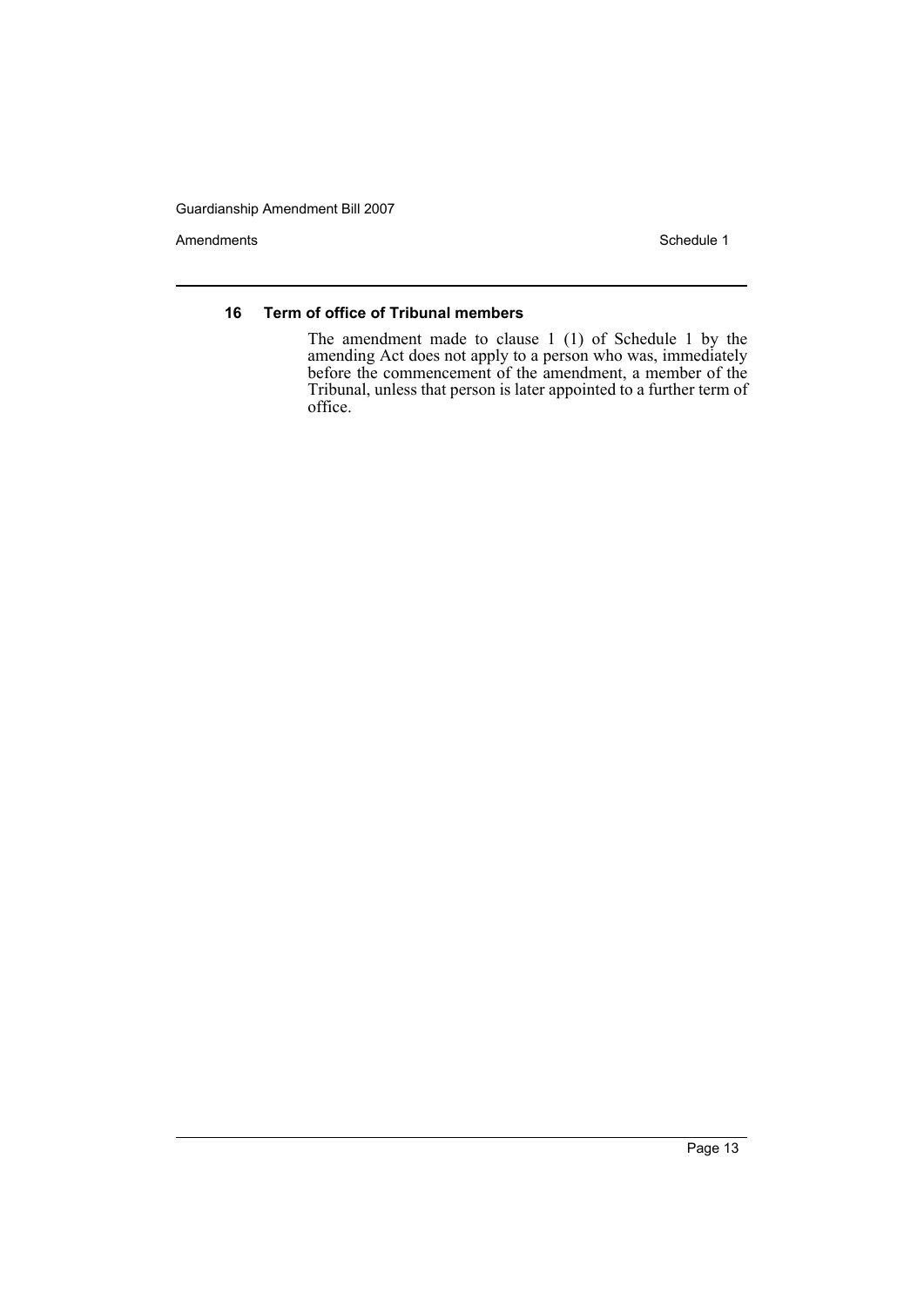### 16 Term of office of Tribunal members

The amendment made to clause 1 (1) of Schedule 1 by the amending Act does not apply to a person who was, immediately before the commencement of the amendment, a member of the Tribunal, unless that person is later appointed to a further term of office.